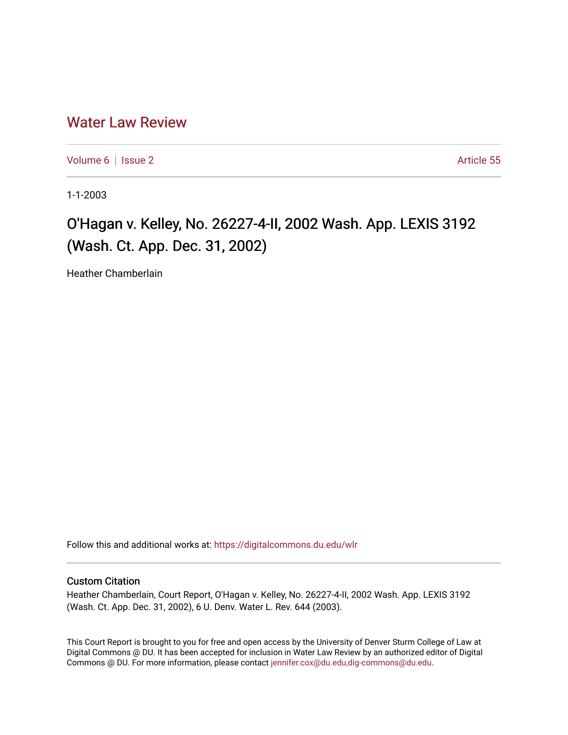Water Law Review

Volume 6 | Issue 2 Article 55

1-1-2003

# O'Hagan v. Kelley, No. 26227-4-II, 2002 Wash. App. LEXIS 3192 (Wash. Ct. App. Dec. 31, 2002)

Heather Chamberlain

Follow this and additional works at: https://digitalcommons.du.edu/wlr

### Custom Citation

Heather Chamberlain, Court Report, O'Hagan v. Kelley, No. 26227-4-II, 2002 Wash. App. LEXIS 3192 (Wash. Ct. App. Dec. 31, 2002), 6 U. Denv. Water L. Rev. 644 (2003).

This Court Report is brought to you for free and open access by the University of Denver Sturm College of Law at Digital Commons @ DU. It has been accepted for inclusion in Water Law Review by an authorized editor of Digital Commons @ DU. For more information, please contact jennifer.cox@du.edu,dig-commons@du.edu.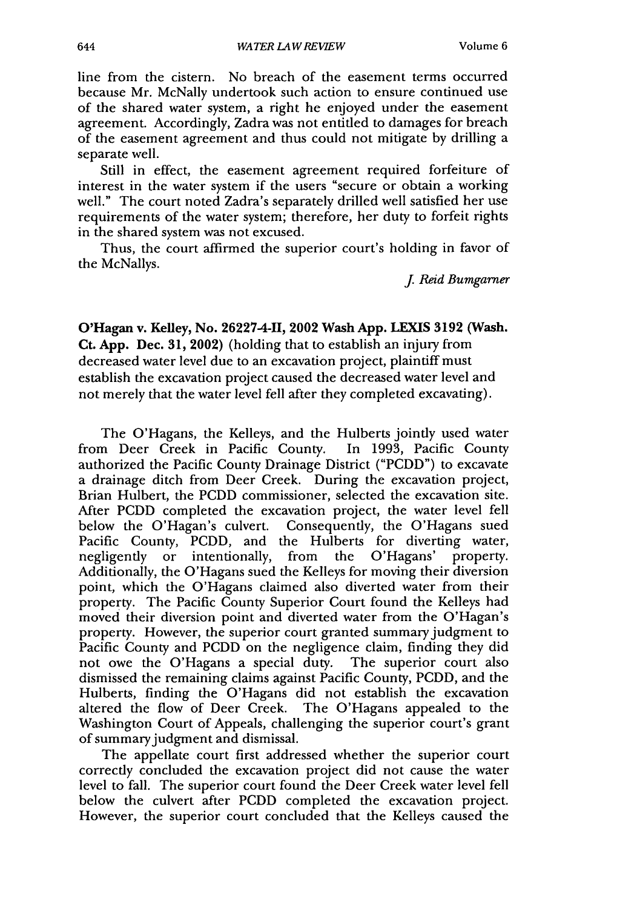line from the cistern. No breach of the easement terms occurred because Mr. McNally undertook such action to ensure continued use of the shared water system, a right he enjoyed under the easement agreement. Accordingly, Zadra was not entitled to damages for breach of the easement agreement and thus could not mitigate by drilling a separate well.

Still in effect, the easement agreement required forfeiture of interest in the water system if the users "secure or obtain a working well." The court noted Zadra's separately drilled well satisfied her use requirements of the water system; therefore, her duty to forfeit rights in the shared system was not excused.

Thus, the court affirmed the superior court's holding in favor of the McNallys.

*J. Reid Bumgarner*

**O'Hagan v. Kelley, No. 26227-4-II, 2002 Wash App. LEXIS 3192 (Wash. Ct. App. Dec. 31, 2002)** (holding that to establish an injury from decreased water level due to an excavation project, plaintiff must establish the excavation project caused the decreased water level and not merely that the water level fell after they completed excavating).

The O'Hagans, the Kelleys, and the Hulberts jointly used water from Deer Creek in Pacific County. In 1993, Pacific County authorized the Pacific County Drainage District ("PCDD") to excavate a drainage ditch from Deer Creek. During the excavation project, Brian Hulbert, the PCDD commissioner, selected the excavation site. After PCDD completed the excavation project, the water level fell below the O'Hagan's culvert. Consequently, the O'Hagans sued Pacific County, PCDD, and the Hulberts for diverting water, negligently or intentionally, from the O'Hagans' property. Additionally, the O'Hagans sued the Kelleys for moving their diversion point, which the O'Hagans claimed also diverted water from their property. The Pacific County Superior Court found the Kelleys had moved their diversion point and diverted water from the O'Hagan's property. However, the superior court granted summary judgment to Pacific County and PCDD on the negligence claim, finding they did not owe the O'Hagans a special duty. The superior court also dismissed the remaining claims against Pacific County, PCDD, and the Hulberts, finding the O'Hagans did not establish the excavation altered the flow of Deer Creek. The O'Hagans appealed to the Washington Court of Appeals, challenging the superior court's grant of summary judgment and dismissal.

The appellate court first addressed whether the superior court correctly concluded the excavation project did not cause the water level to fall. The superior court found the Deer Creek water level fell below the culvert after PCDD completed the excavation project. However, the superior court concluded that the Kelleys caused the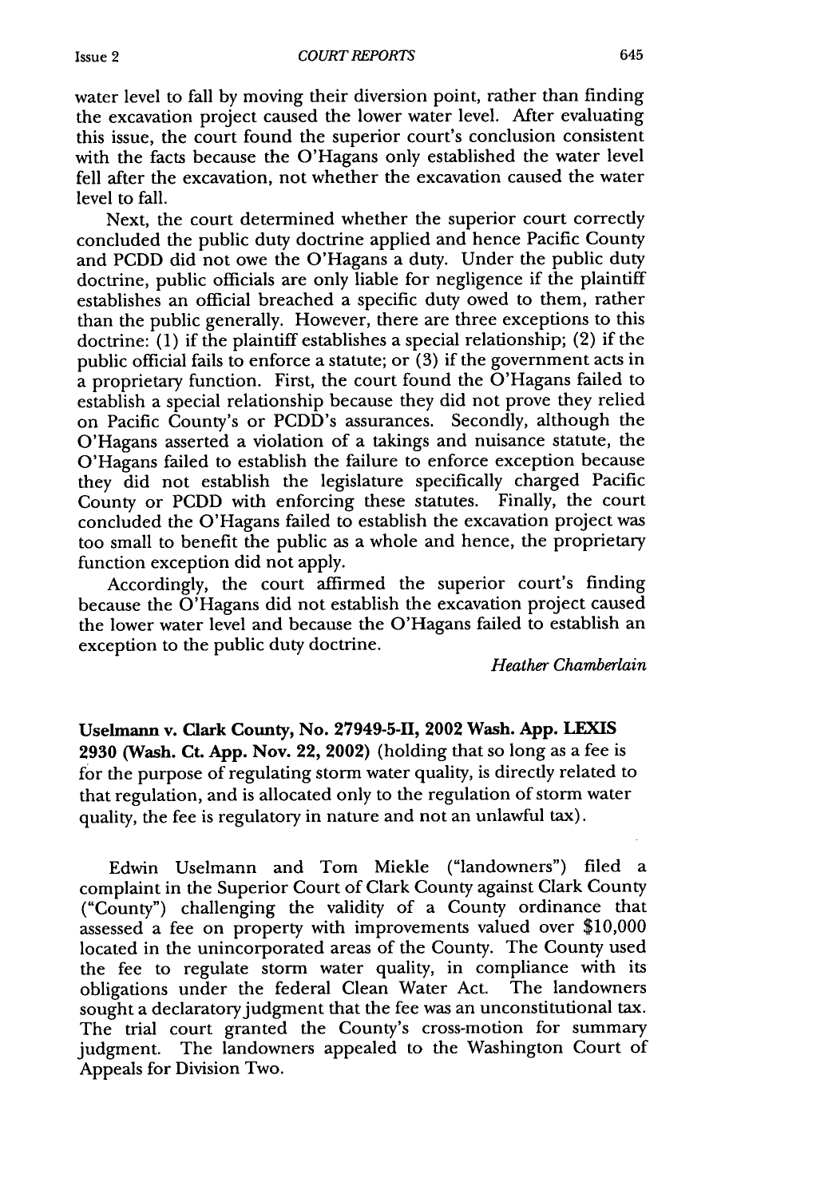water level to fall by moving their diversion point, rather than finding the excavation project caused the lower water level. After evaluating this issue, the court found the superior court's conclusion consistent with the facts because the O'Hagans only established the water level fell after the excavation, not whether the excavation caused the water level to fall.

Next, the court determined whether the superior court correctly concluded the public duty doctrine applied and hence Pacific County and PCDD did not owe the O'Hagans a duty. Under the public duty doctrine, public officials are only liable for negligence if the plaintiff establishes an official breached a specific duty owed to them, rather than the public generally. However, there are three exceptions to this doctrine: (1) if the plaintiff establishes a special relationship; (2) if the public official fails to enforce a statute; or (3) if the government acts in a proprietary function. First, the court found the O'Hagans failed to establish a special relationship because they did not prove they relied on Pacific County's or PCDD's assurances. Secondly, although the O'Hagans asserted a violation of a takings and nuisance statute, the O'Hagans failed to establish the failure to enforce exception because they did not establish the legislature specifically charged Pacific County or PCDD with enforcing these statutes. Finally, the court concluded the O'Hagans failed to establish the excavation project was too small to benefit the public as a whole and hence, the proprietary function exception did not apply.

Accordingly, the court affirmed the superior court's finding because the O'Hagans did not establish the excavation project caused the lower water level and because the O'Hagans failed to establish an exception to the public duty doctrine.

*Heather Chamberlain*

**Uselmann v. Clark County, No. 27949-5-II, 2002 Wash. App. LEXIS 2930 (Wash. Ct. App. Nov. 22, 2002)** (holding that so long as a fee is for the purpose of regulating storm water quality, is directly related to that regulation, and is allocated only to the regulation of storm water quality, the fee is regulatory in nature and not an unlawful tax).

Edwin Uselmann and Tom Miekle ("landowners") filed a complaint in the Superior Court of Clark County against Clark County ("County") challenging the validity of a County ordinance that assessed a fee on property with improvements valued over $10,000 located in the unincorporated areas of the County. The County used the fee to regulate storm water quality, in compliance with its obligations under the federal Clean Water Act. The landowners sought a declaratory judgment that the fee was an unconstitutional tax. The trial court granted the County's cross-motion for summary judgment. The landowners appealed to the Washington Court of Appeals for Division Two.